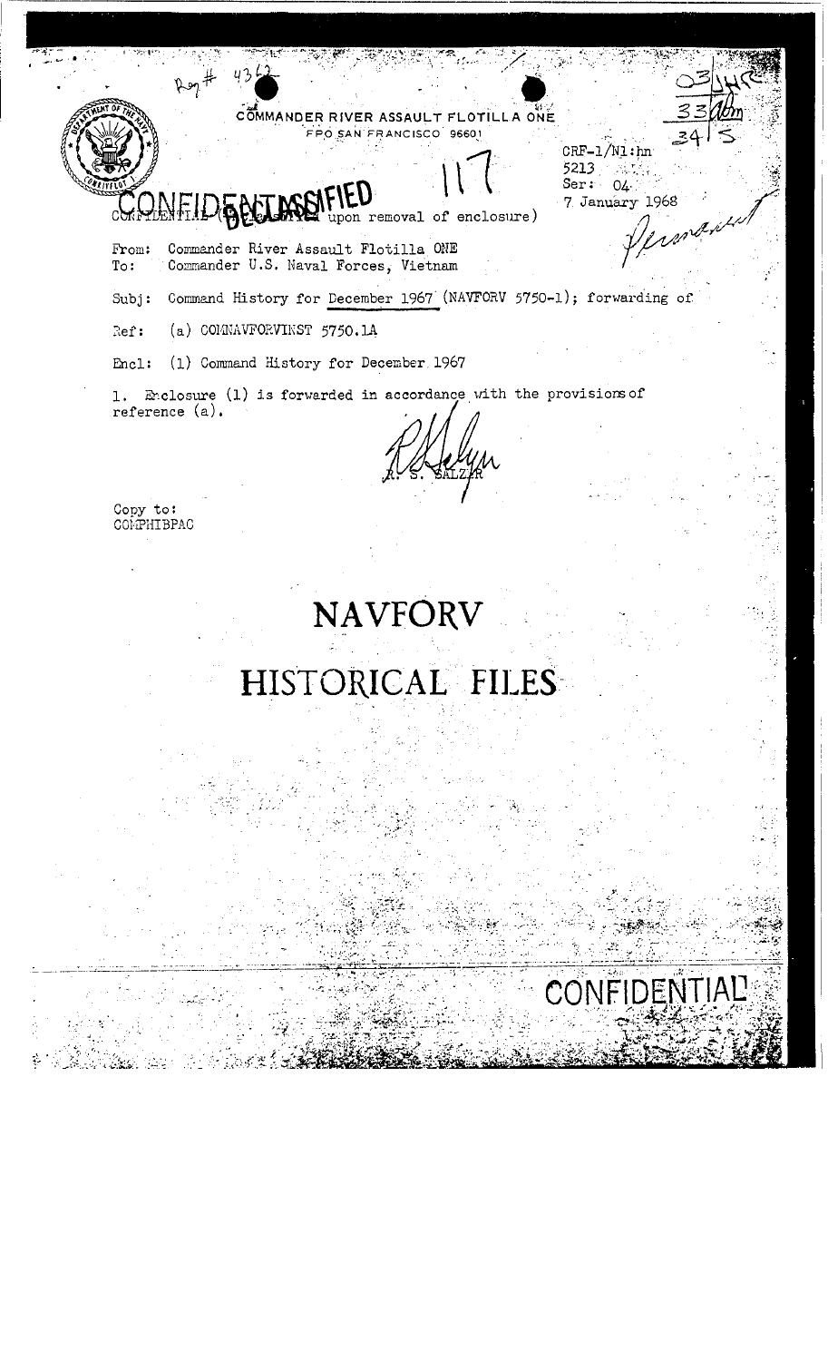Reg # 4362

COMMANDER RIVER ASSAULT FLOTILLA ONE
FPO SAN FRANCISCO 96601

117

03 JHC
33 Adm
34 S

CRF-1/N1:hn
5213
Ser: 04
7 January 1968

Permanent

CONFIDENTIAL - DECLASSIFIED (upon removal of enclosure)

From: Commander River Assault Flotilla ONE
To: Commander U.S. Naval Forces, Vietnam

Subj: Command History for December 1967 (NAVFORV 5750-1); forwarding of

Ref: (a) COMNAVFORVINST 5750.1A

Encl: (1) Command History for December 1967

1. Enclosure (1) is forwarded in accordance with the provisions of reference (a).

R. S. SALZER

Copy to:
COMPHIBPAC

# NAVFORV

# HISTORICAL FILES

CONFIDENTIAL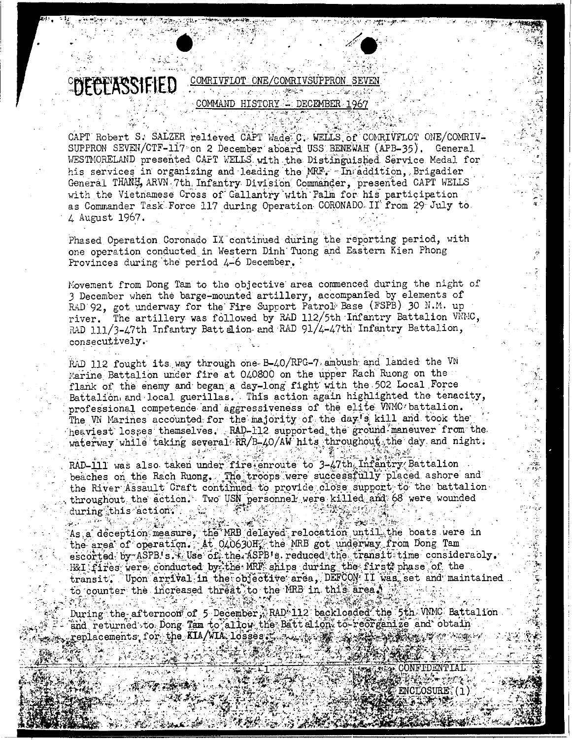DECLASSIFIED COMRIVFLOT ONE/COMRIVSUPPRON SEVEN

COMMAND HISTORY - DECEMBER 1967

CAPT Robert S. SALZER relieved CAPT Wade C. WELLS of COMRIVFLOT ONE/COMRIVSUPPRON SEVEN/CTF-117 on 2 December aboard USS BENEWAH (APB-35). General WESTMORELAND presented CAPT WELLS with the Distinguished Service Medal for his services in organizing and leading the MRF. In addition, Brigadier General THANH, ARVN 7th Infantry Division Commander, presented CAPT WELLS with the Vietnamese Cross of Gallantry with Palm for his participation as Commander Task Force 117 during Operation CORONADO II from 29 July to 4 August 1967.

Phased Operation Coronado IX continued during the reporting period, with one operation conducted in Western Dinh Tuong and Eastern Kien Phong Provinces during the period 4-6 December.

Movement from Dong Tam to the objective area commenced during the night of 3 December when the barge-mounted artillery, accompanied by elements of RAD 92, got underway for the Fire Support Patrol Base (FSPB) 30 N.M. up river. The artillery was followed by RAD 112/5th Infantry Battalion VNMC, RAD 111/3-47th Infantry Battalion and RAD 91/4-47th Infantry Battalion, consecutively.

RAD 112 fought its way through one B-40/RPG-7 ambush and landed the VN Marine Battalion under fire at 040800 on the upper Rach Ruong on the flank of the enemy and began a day-long fight with the 502 Local Force Battalion and local guerillas. This action again highlighted the tenacity, professional competence and aggressiveness of the elite VNMC battalion. The VN Marines accounted for the majority of the day's kill and took the heaviest losses themselves. RAD-112 supported the ground maneuver from the waterway while taking several RR/B-40/AW hits throughout the day and night.

RAD-111 was also taken under fire enroute to 3-47th Infantry Battalion beaches on the Rach Ruong. The troops were successfully placed ashore and the River Assault Craft continued to provide close support to the battalion throughout the action. Two USN personnel were killed and 68 were wounded during this action.

As a deception measure, the MRB delayed relocation until the boats were in the area of operation. At 040630H, the MRB got underway from Dong Tam escorted by ASPB's. Use of the ASPB's reduced the transit time considerably. H&I fires were conducted by the MRF ships during the first phase of the transit. Upon arrival in the objective area, DEFCON II was set and maintained to counter the increased threat to the MRB in this area.

During the afternoon of 5 December, RAD 112 backloaded the 5th VNMC Battalion and returned to Dong Tam to allow the Battalion to reorganize and obtain replacements for the KIA/WIA losses.

CONFIDENTIAL

ENCLOSURE (1)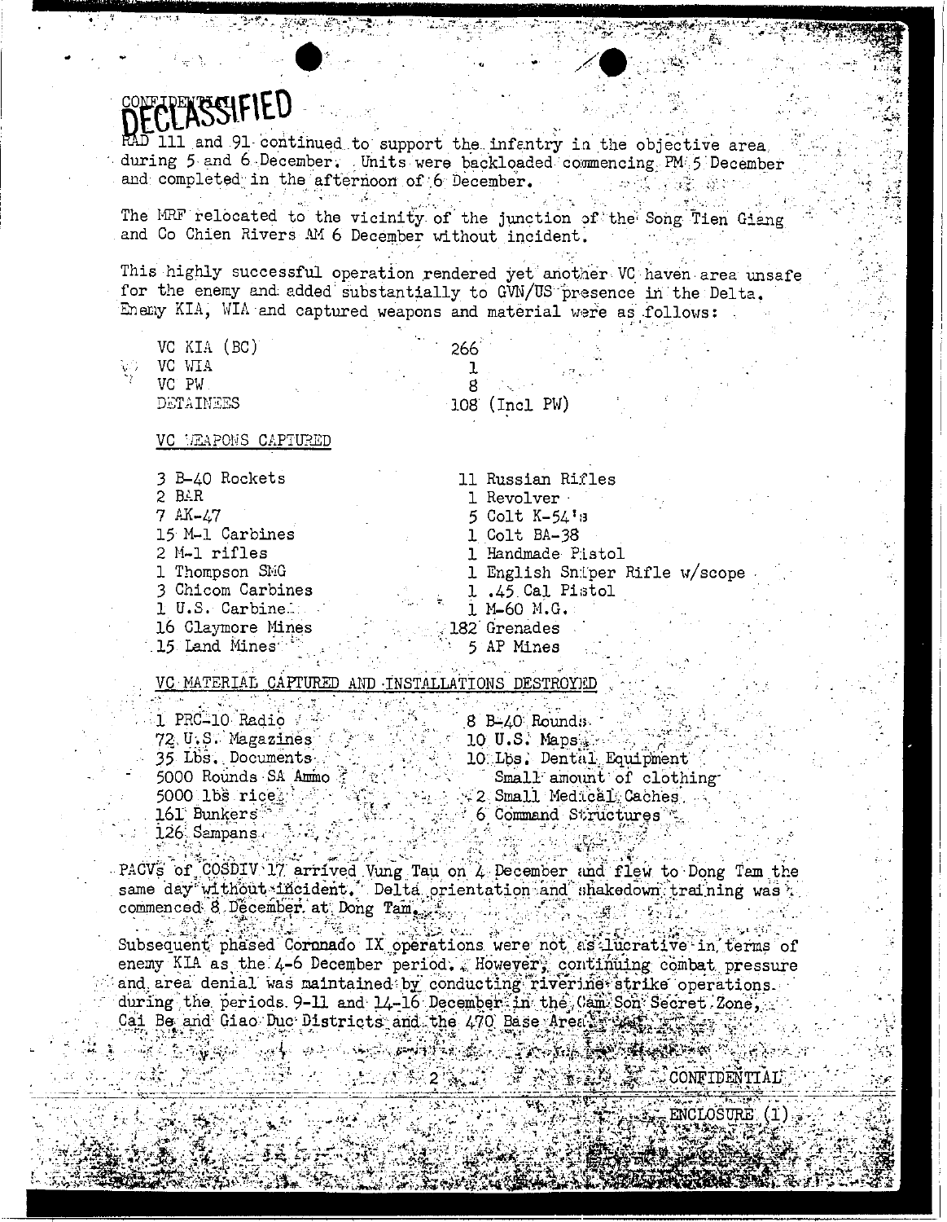DECLASSIFIED

RAD 111 and 91 continued to support the infantry in the objective area during 5 and 6 December. Units were backloaded commencing PM 5 December and completed in the afternoon of 6 December.

The MRF relocated to the vicinity of the junction of the Song Tien Giang and Co Chien Rivers AM 6 December without incident.

This highly successful operation rendered yet another VC haven area unsafe for the enemy and added substantially to GVN/US presence in the Delta. Enemy KIA, WIA and captured weapons and material were as follows:

| | |
|---|---|
| VC KIA (BC) | 266 |
| VC WIA | 1 |
| VC PW | 8 |
| DETAINEES | 108 (Incl PW) |

VC WEAPONS CAPTURED

| | |
|---|---|
| 3 B-40 Rockets | 11 Russian Rifles |
| 2 BAR | 1 Revolver |
| 7 AK-47 | 5 Colt K-54's |
| 15 M-1 Carbines | 1 Colt BA-38 |
| 2 M-1 rifles | 1 Handmade Pistol |
| 1 Thompson SMG | 1 English Sniper Rifle w/scope |
| 3 Chicom Carbines | 1 .45 Cal Pistol |
| 1 U.S. Carbine | 1 M-60 M.G. |
| 16 Claymore Mines | 182 Grenades |
| 15 Land Mines | 5 AP Mines |

VC MATERIAL CAPTURED AND INSTALLATIONS DESTROYED

| | |
|---|---|
| 1 PRC-10 Radio | 8 B-40 Rounds |
| 72 U.S. Magazines | 10 U.S. Maps |
| 35 Lbs. Documents | 10 Lbs. Dental Equipment |
| 5000 Rounds SA Ammo | Small amount of clothing |
| 5000 lbs rice | 2 Small Medical Caches |
| 161 Bunkers | 6 Command Structures |
| 126 Sampans | |

PACVs of COSDIV 17 arrived Vung Tau on 4 December and flew to Dong Tam the same day without incident. Delta orientation and shakedown training was commenced 8 December at Dong Tam.

Subsequent phased Coronado IX operations were not as lucrative in terms of enemy KIA as the 4-6 December period. However, continuing combat pressure and area denial was maintained by conducting riverine strike operations during the periods 9-11 and 14-16 December in the Cam Son Secret Zone, Cai Be and Giao Duc Districts and the 470 Base Area.

CONFIDENTIAL

ENCLOSURE (1)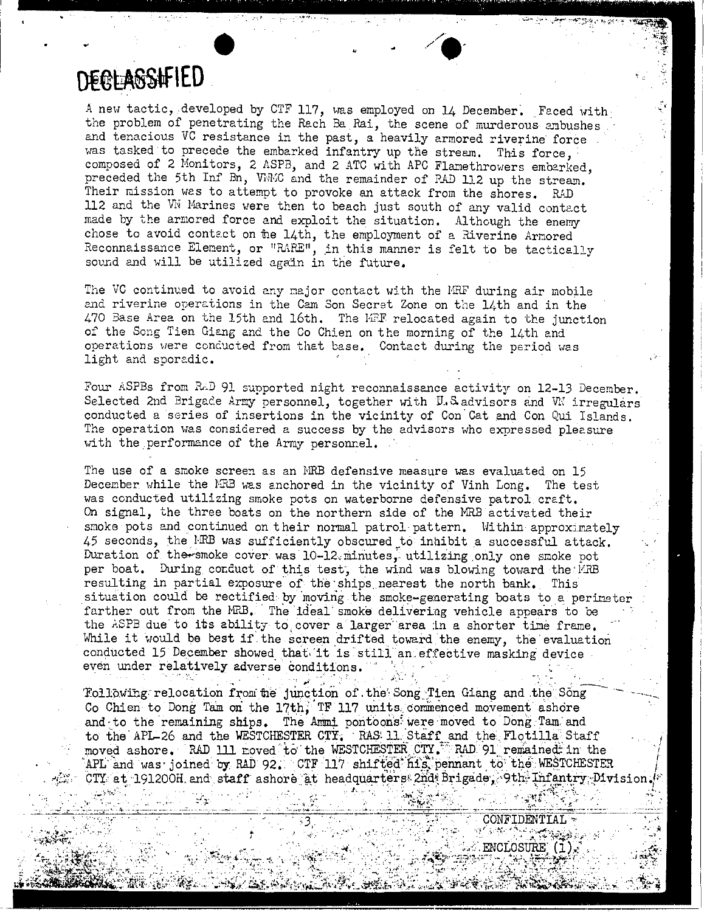DECLASSIFIED

A new tactic, developed by CTF 117, was employed on 14 December. Faced with the problem of penetrating the Rach Ba Rai, the scene of murderous ambushes and tenacious VC resistance in the past, a heavily armored riverine force was tasked to precede the embarked infantry up the stream. This force, composed of 2 Monitors, 2 ASPB, and 2 ATC with APC Flamethrowers embarked, preceded the 5th Inf Bn, VNMC and the remainder of RAD 112 up the stream. Their mission was to attempt to provoke an attack from the shores. RAD 112 and the VN Marines were then to beach just south of any valid contact made by the armored force and exploit the situation. Although the enemy chose to avoid contact on the 14th, the employment of a Riverine Armored Reconnaissance Element, or "RARE", in this manner is felt to be tactically sound and will be utilized again in the future.

The VC continued to avoid any major contact with the MRF during air mobile and riverine operations in the Cam Son Secret Zone on the 14th and in the 470 Base Area on the 15th and 16th. The MRF relocated again to the junction of the Song Tien Giang and the Co Chien on the morning of the 14th and operations were conducted from that base. Contact during the period was light and sporadic.

Four ASPBs from RAD 91 supported night reconnaissance activity on 12-13 December. Selected 2nd Brigade Army personnel, together with U.S. advisors and VN irregulars conducted a series of insertions in the vicinity of Con Cat and Con Qui Islands. The operation was considered a success by the advisors who expressed pleasure with the performance of the Army personnel.

The use of a smoke screen as an MRB defensive measure was evaluated on 15 December while the MRB was anchored in the vicinity of Vinh Long. The test was conducted utilizing smoke pots on waterborne defensive patrol craft. On signal, the three boats on the northern side of the MRB activated their smoke pots and continued on their normal patrol pattern. Within approximately 45 seconds, the MRB was sufficiently obscured to inhibit a successful attack. Duration of the smoke cover was 10-12 minutes, utilizing only one smoke pot per boat. During conduct of this test, the wind was blowing toward the MRB resulting in partial exposure of the ships nearest the north bank. This situation could be rectified by moving the smoke-generating boats to a perimeter farther out from the MRB. The ideal smoke delivering vehicle appears to be the ASPB due to its ability to cover a larger area in a shorter time frame. While it would be best if the screen drifted toward the enemy, the evaluation conducted 15 December showed that it is still an effective masking device even under relatively adverse conditions.

Following relocation from the junction of the Song Tien Giang and the Song Co Chien to Dong Tam on the 17th, TF 117 units commenced movement ashore and to the remaining ships. The Ammi pontoons were moved to Dong Tam and to the APL-26 and the WESTCHESTER CTY. RAS 11 Staff and the Flotilla Staff moved ashore. RAD 111 moved to the WESTCHESTER CTY. RAD 91 remained in the APL and was joined by RAD 92. CTF 117 shifted his pennant to the WESTCHESTER CTY at 191200H and staff ashore at headquarters 2nd Brigade, 9th Infantry Division.

CONFIDENTIAL

ENCLOSURE (1)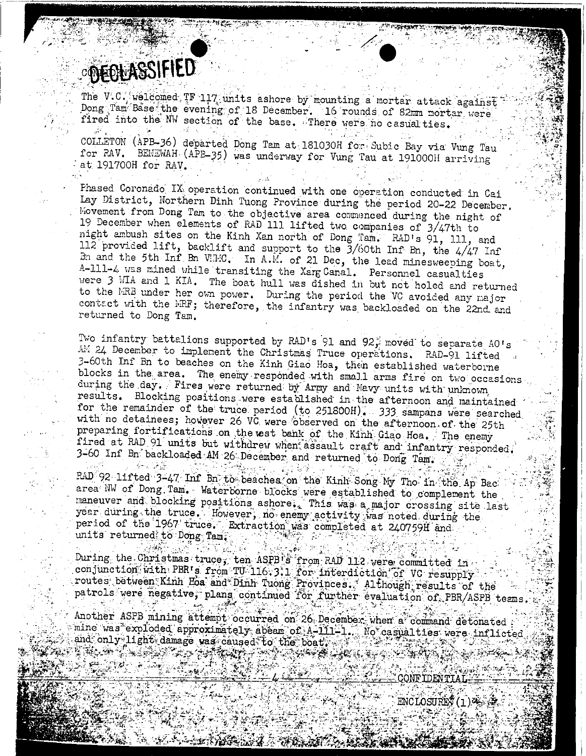DECLASSIFIED

The V.C. welcomed TF 117 units ashore by mounting a mortar attack against Dong Tam Base the evening of 18 December. 16 rounds of 82mm mortar were fired into the NW section of the base. There were no casualties.

COLLETON (APB-36) departed Dong Tam at 181030H for Subic Bay via Vung Tau for RAV. BENEWAH (APB-35) was underway for Vung Tau at 191000H arriving at 191700H for RAV.

Phased Coronado IX operation continued with one operation conducted in Cai Lay District, Northern Dinh Tuong Province during the period 20-22 December. Movement from Dong Tam to the objective area commenced during the night of 19 December when elements of RAD 111 lifted two companies of 3/47th to night ambush sites on the Kinh Xan north of Dong Tam. RAD's 91, 111, and 112 provided lift, backlift and support to the 3/60th Inf Bn, the 4/47 Inf Bn and the 5th Inf Bn VNMC. In A.M. of 21 Dec, the lead minesweeping boat, A-111-4 was mined while transiting the Xang Canal. Personnel casualties were 3 WIA and 1 KIA. The boat hull was dished in but not holed and returned to the MRB under her own power. During the period the VC avoided any major contact with the MRF; therefore, the infantry was backloaded on the 22nd and returned to Dong Tam.

Two infantry battalions supported by RAD's 91 and 92, moved to separate AO's AM 24 December to implement the Christmas Truce operations. RAD-91 lifted 3-60th Inf Bn to beaches on the Kinh Giao Hoa, then established waterborne blocks in the area. The enemy responded with small arms fire on two occasions during the day. Fires were returned by Army and Navy units with unknown results. Blocking positions were established in the afternoon and maintained for the remainder of the truce period (to 251800H). 333 sampans were searched with no detainees; however 26 VC were observed on the afternoon of the 25th preparing fortifications on the west bank of the Kinh Giao Hoa. The enemy fired at RAD 91 units but withdrew when assault craft and infantry responded. 3-60 Inf Bn backloaded AM 26 December and returned to Dong Tam.

RAD 92 lifted 3-47 Inf Bn to beaches on the Kinh Song My Tho in the Ap Bac area NW of Dong Tam. Waterborne blocks were established to complement the maneuver and blocking positions ashore. This was a major crossing site last year during the truce. However, no enemy activity was noted during the period of the 1967 truce. Extraction was completed at 240759H and units returned to Dong Tam.

During the Christmas truce, ten ASPB's from RAD 112 were committed in conjunction with PBR's from TU 116.3.1 for interdiction of VC resupply routes between Kinh Hoa and Dinh Tuong Provinces. Although results of the patrols were negative, plans continued for further evaluation of PBR/ASPB teams.

Another ASPB mining attempt occurred on 26 December when a command detonated mine was exploded approximately abeam of A-111-1. No casualties were inflicted and only light damage was caused to the boat.

CONFIDENTIAL

ENCLOSURE (1)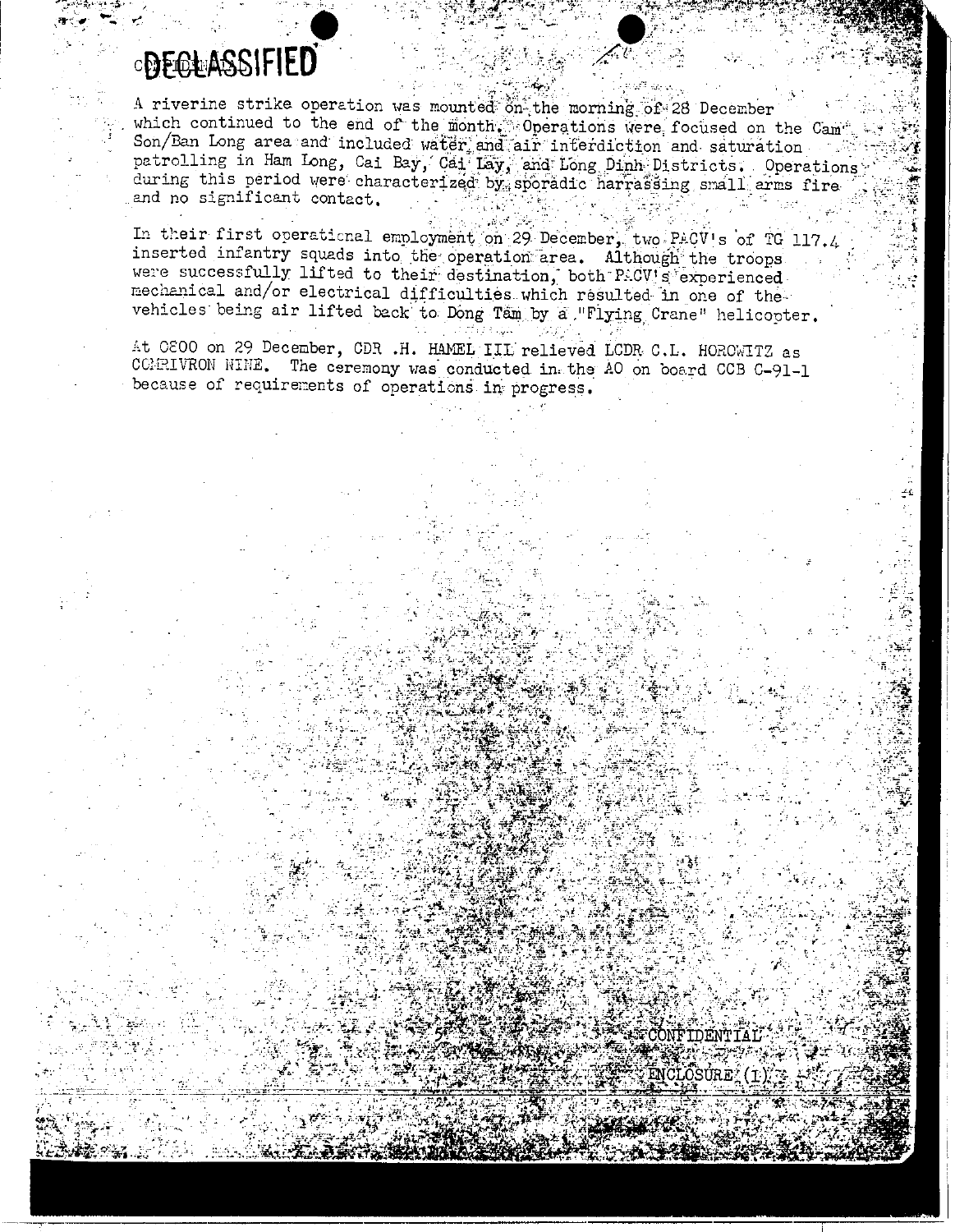DECLASSIFIED

A riverine strike operation was mounted on the morning of 28 December which continued to the end of the month. Operations were focused on the Cam Son/Ban Long area and included water and air interdiction and saturation patrolling in Ham Long, Cai Bay, Cai Lay, and Long Dinh Districts. Operations during this period were characterized by sporadic harrassing small arms fire and no significant contact.

In their first operational employment on 29 December, two PACV's of TG 117.4 inserted infantry squads into the operation area. Although the troops were successfully lifted to their destination, both PACV's experienced mechanical and/or electrical difficulties which resulted in one of the vehicles being air lifted back to Dong Tam by a "Flying Crane" helicopter.

At 0800 on 29 December, CDR .H. HAMEL III relieved LCDR C.L. HOROWITZ as COMRIVRON NINE. The ceremony was conducted in the AO on board CCB C-91-1 because of requirements of operations in progress.

CONFIDENTIAL

ENCLOSURE (1)